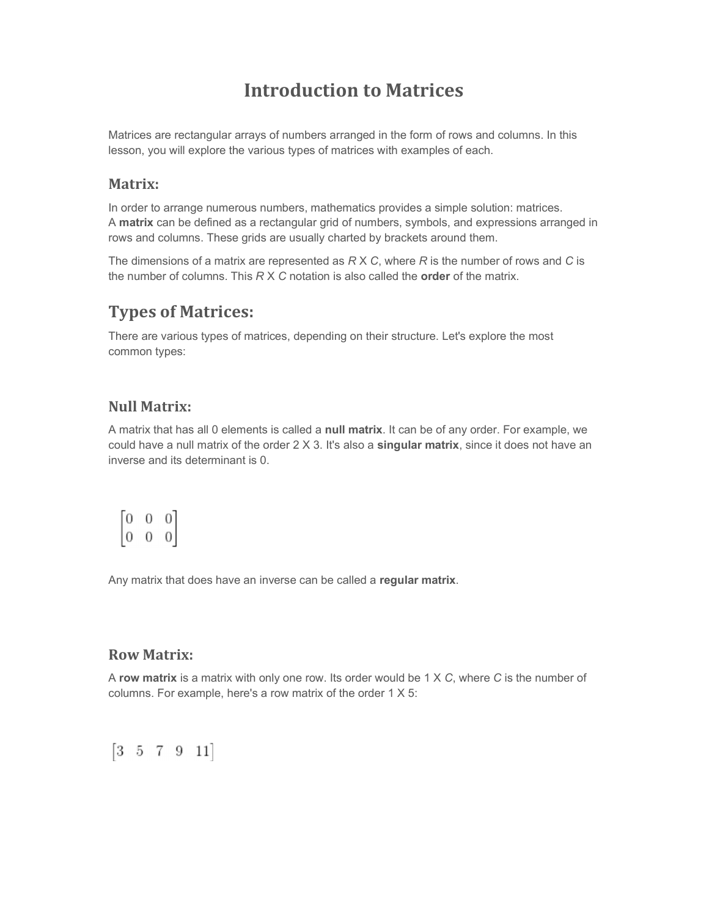# Introduction to Matrices

Matrices are rectangular arrays of numbers arranged in the form of rows and columns. In this lesson, you will explore the various types of matrices with examples of each.

### Matrix:

In order to arrange numerous numbers, mathematics provides a simple solution: matrices. A **matrix** can be defined as a rectangular grid of numbers, symbols, and expressions arranged in rows and columns. These grids are usually charted by brackets around them.

The dimensions of a matrix are represented as *R* X *C*, where *R* is the number of rows and *C* is the number of columns. This *R* X *C* notation is also called the **order** of the matrix.

## Types of Matrices:

There are various types of matrices, depending on their structure. Let's explore the most common types:

### Null Matrix:

A matrix that has all 0 elements is called a **null matrix**. It can be of any order. For example, we could have a null matrix of the order 2 X 3. It's also a **singular matrix**, since it does not have an inverse and its determinant is 0.

$$\begin{bmatrix} 0 & 0 & 0 \\ 0 & 0 & 0 \end{bmatrix}$$

Any matrix that does have an inverse can be called a **regular matrix**.

### Row Matrix:

A **row matrix** is a matrix with only one row. Its order would be 1 X *C*, where *C* is the number of columns. For example, here's a row matrix of the order 1 X 5:

$$\begin{bmatrix} 3 & 5 & 7 & 9 & 11 \end{bmatrix}$$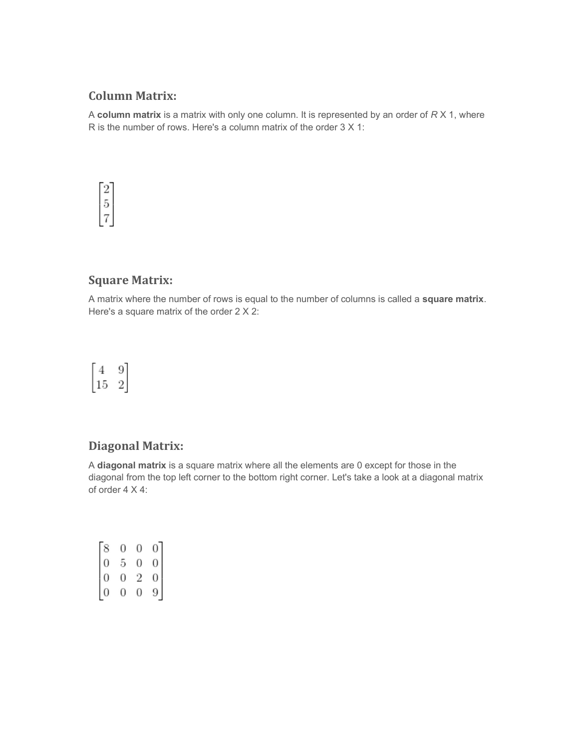## Column Matrix:

A **column matrix** is a matrix with only one column. It is represented by an order of *R* X 1, where R is the number of rows. Here's a column matrix of the order 3 X 1:

$$\begin{bmatrix} 2 \\ 5 \\ 7 \end{bmatrix}$$

## Square Matrix:

A matrix where the number of rows is equal to the number of columns is called a **square matrix**. Here's a square matrix of the order 2 X 2:

$$\begin{bmatrix} 4 & 9 \\ 15 & 2 \end{bmatrix}$$

## Diagonal Matrix:

A **diagonal matrix** is a square matrix where all the elements are 0 except for those in the diagonal from the top left corner to the bottom right corner. Let's take a look at a diagonal matrix of order 4 X 4:

$$\begin{bmatrix} 8 & 0 & 0 & 0 \\ 0 & 5 & 0 & 0 \\ 0 & 0 & 2 & 0 \\ 0 & 0 & 0 & 9 \end{bmatrix}$$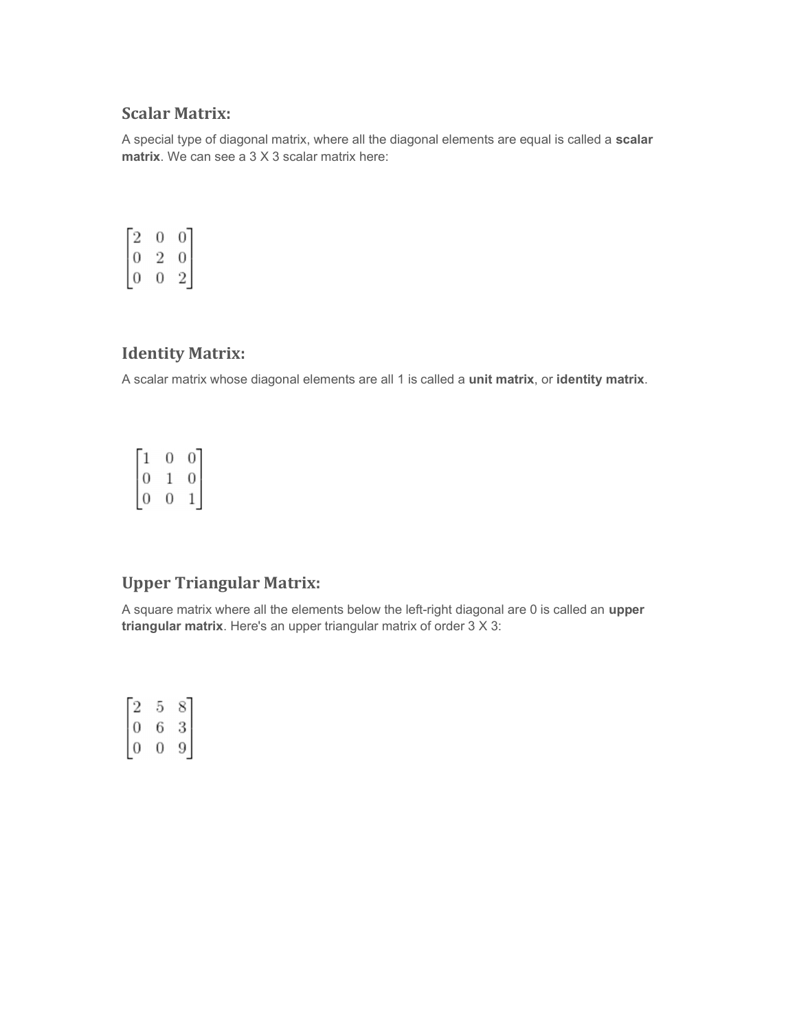## Scalar Matrix:

A special type of diagonal matrix, where all the diagonal elements are equal is called a **scalar matrix**. We can see a 3 X 3 scalar matrix here:

$$\begin{bmatrix} 2 & 0 & 0 \\ 0 & 2 & 0 \\ 0 & 0 & 2 \end{bmatrix}$$

## Identity Matrix:

A scalar matrix whose diagonal elements are all 1 is called a **unit matrix**, or **identity matrix**.

$$\begin{bmatrix} 1 & 0 & 0 \\ 0 & 1 & 0 \\ 0 & 0 & 1 \end{bmatrix}$$

## Upper Triangular Matrix:

A square matrix where all the elements below the left-right diagonal are 0 is called an **upper triangular matrix**. Here's an upper triangular matrix of order 3 X 3:

$$\begin{bmatrix} 2 & 5 & 8 \\ 0 & 6 & 3 \\ 0 & 0 & 9 \end{bmatrix}$$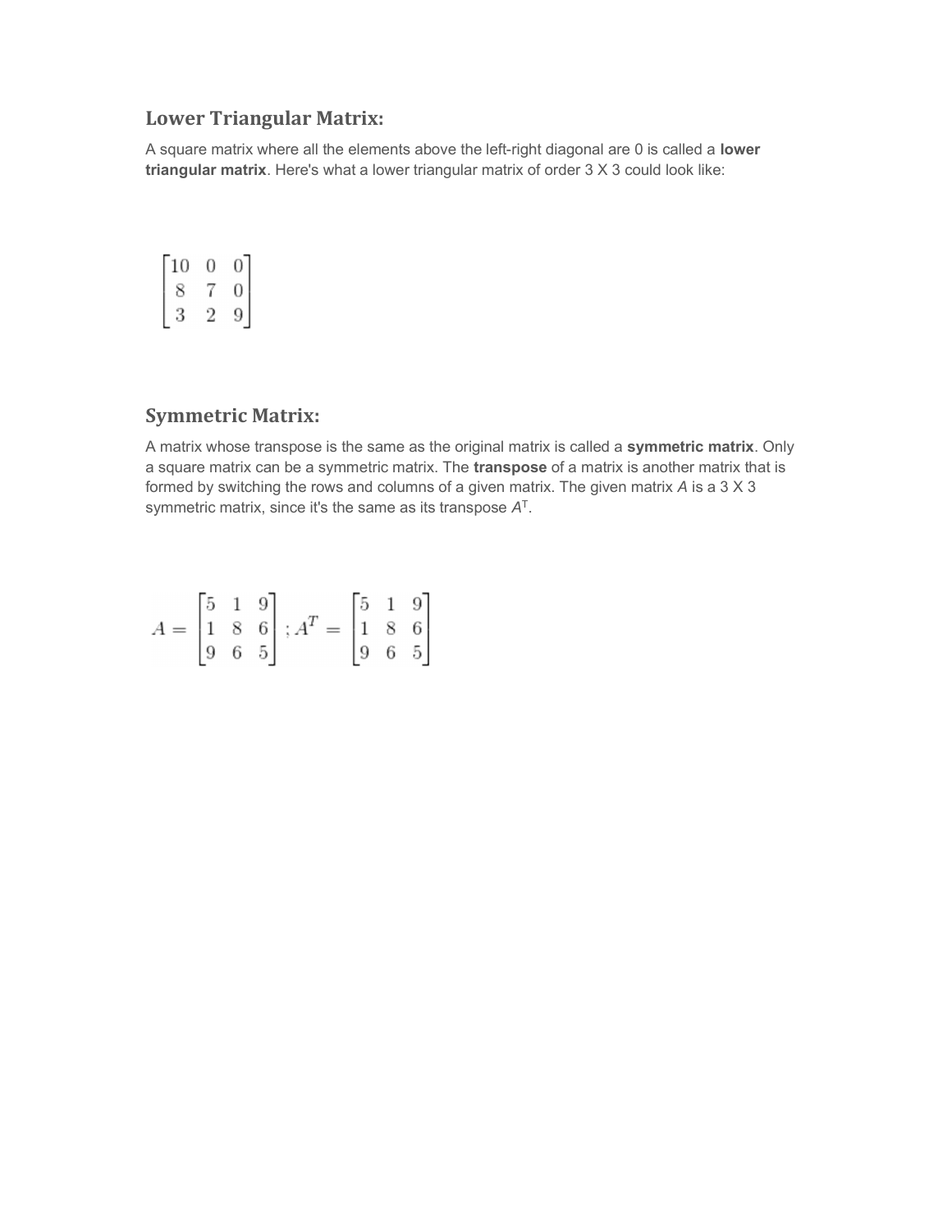## Lower Triangular Matrix:

A square matrix where all the elements above the left-right diagonal are 0 is called a **lower triangular matrix**. Here's what a lower triangular matrix of order 3 X 3 could look like:

$$\begin{bmatrix} 10 & 0 & 0 \\ 8 & 7 & 0 \\ 3 & 2 & 9 \end{bmatrix}$$

## Symmetric Matrix:

A matrix whose transpose is the same as the original matrix is called a **symmetric matrix**. Only a square matrix can be a symmetric matrix. The **transpose** of a matrix is another matrix that is formed by switching the rows and columns of a given matrix. The given matrix *A* is a 3 X 3 symmetric matrix, since it's the same as its transpose $A^T$.

$$A = \begin{bmatrix} 5 & 1 & 9 \\ 1 & 8 & 6 \\ 9 & 6 & 5 \end{bmatrix} ; A^T = \begin{bmatrix} 5 & 1 & 9 \\ 1 & 8 & 6 \\ 9 & 6 & 5 \end{bmatrix}$$